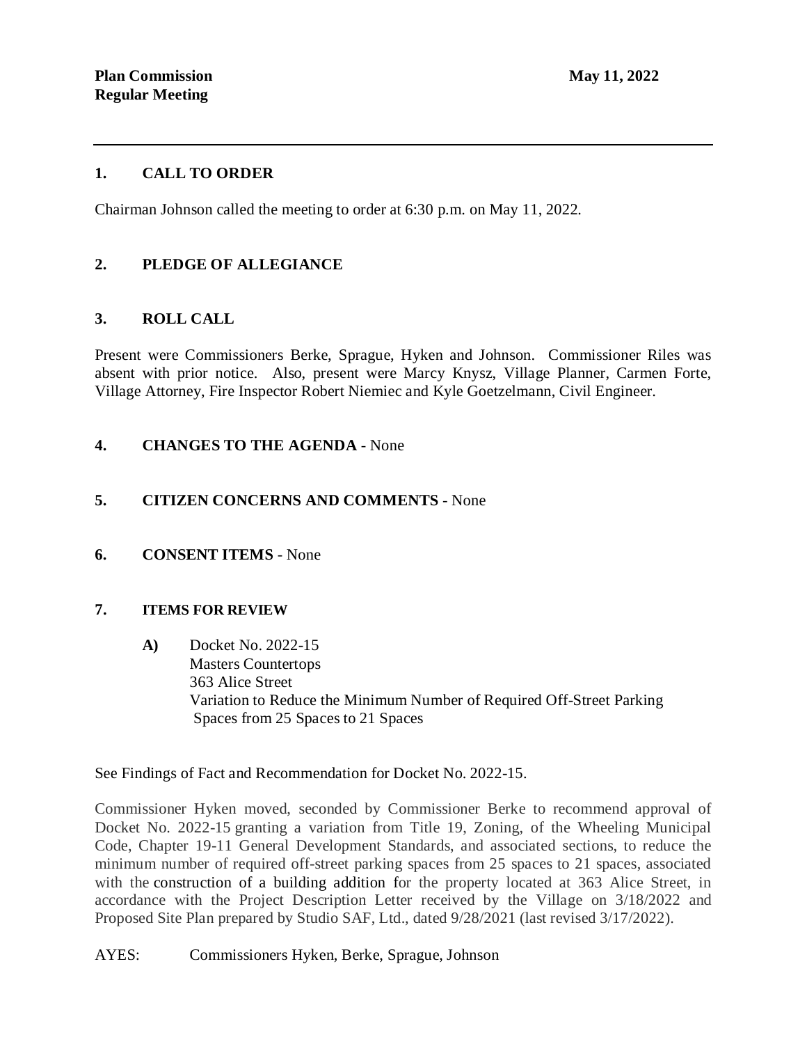**Plan Commission**
**Regular Meeting**

**May 11, 2022**

---

## 1. CALL TO ORDER

Chairman Johnson called the meeting to order at 6:30 p.m. on May 11, 2022.

## 2. PLEDGE OF ALLEGIANCE

## 3. ROLL CALL

Present were Commissioners Berke, Sprague, Hyken and Johnson. Commissioner Riles was absent with prior notice. Also, present were Marcy Knysz, Village Planner, Carmen Forte, Village Attorney, Fire Inspector Robert Niemiec and Kyle Goetzelmann, Civil Engineer.

## 4. CHANGES TO THE AGENDA - None

## 5. CITIZEN CONCERNS AND COMMENTS - None

## 6. CONSENT ITEMS - None

## 7. ITEMS FOR REVIEW

**A)** Docket No. 2022-15
Masters Countertops
363 Alice Street
Variation to Reduce the Minimum Number of Required Off-Street Parking Spaces from 25 Spaces to 21 Spaces

See Findings of Fact and Recommendation for Docket No. 2022-15.

Commissioner Hyken moved, seconded by Commissioner Berke to recommend approval of Docket No. 2022-15 granting a variation from Title 19, Zoning, of the Wheeling Municipal Code, Chapter 19-11 General Development Standards, and associated sections, to reduce the minimum number of required off-street parking spaces from 25 spaces to 21 spaces, associated with the construction of a building addition for the property located at 363 Alice Street, in accordance with the Project Description Letter received by the Village on 3/18/2022 and Proposed Site Plan prepared by Studio SAF, Ltd., dated 9/28/2021 (last revised 3/17/2022).

AYES: Commissioners Hyken, Berke, Sprague, Johnson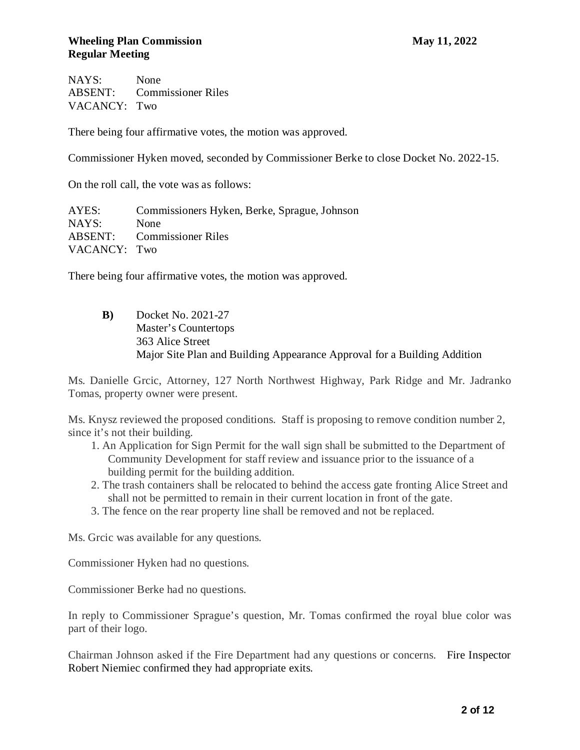NAYS: None
ABSENT: Commissioner Riles
VACANCY: Two

There being four affirmative votes, the motion was approved.

Commissioner Hyken moved, seconded by Commissioner Berke to close Docket No. 2022-15.

On the roll call, the vote was as follows:

AYES: Commissioners Hyken, Berke, Sprague, Johnson
NAYS: None
ABSENT: Commissioner Riles
VACANCY: Two

There being four affirmative votes, the motion was approved.

**B)** Docket No. 2021-27
Master's Countertops
363 Alice Street
Major Site Plan and Building Appearance Approval for a Building Addition

Ms. Danielle Grcic, Attorney, 127 North Northwest Highway, Park Ridge and Mr. Jadranko Tomas, property owner were present.

Ms. Knysz reviewed the proposed conditions. Staff is proposing to remove condition number 2, since it's not their building.

1. An Application for Sign Permit for the wall sign shall be submitted to the Department of Community Development for staff review and issuance prior to the issuance of a building permit for the building addition.
2. The trash containers shall be relocated to behind the access gate fronting Alice Street and shall not be permitted to remain in their current location in front of the gate.
3. The fence on the rear property line shall be removed and not be replaced.

Ms. Grcic was available for any questions.

Commissioner Hyken had no questions.

Commissioner Berke had no questions.

In reply to Commissioner Sprague's question, Mr. Tomas confirmed the royal blue color was part of their logo.

Chairman Johnson asked if the Fire Department had any questions or concerns. Fire Inspector Robert Niemiec confirmed they had appropriate exits.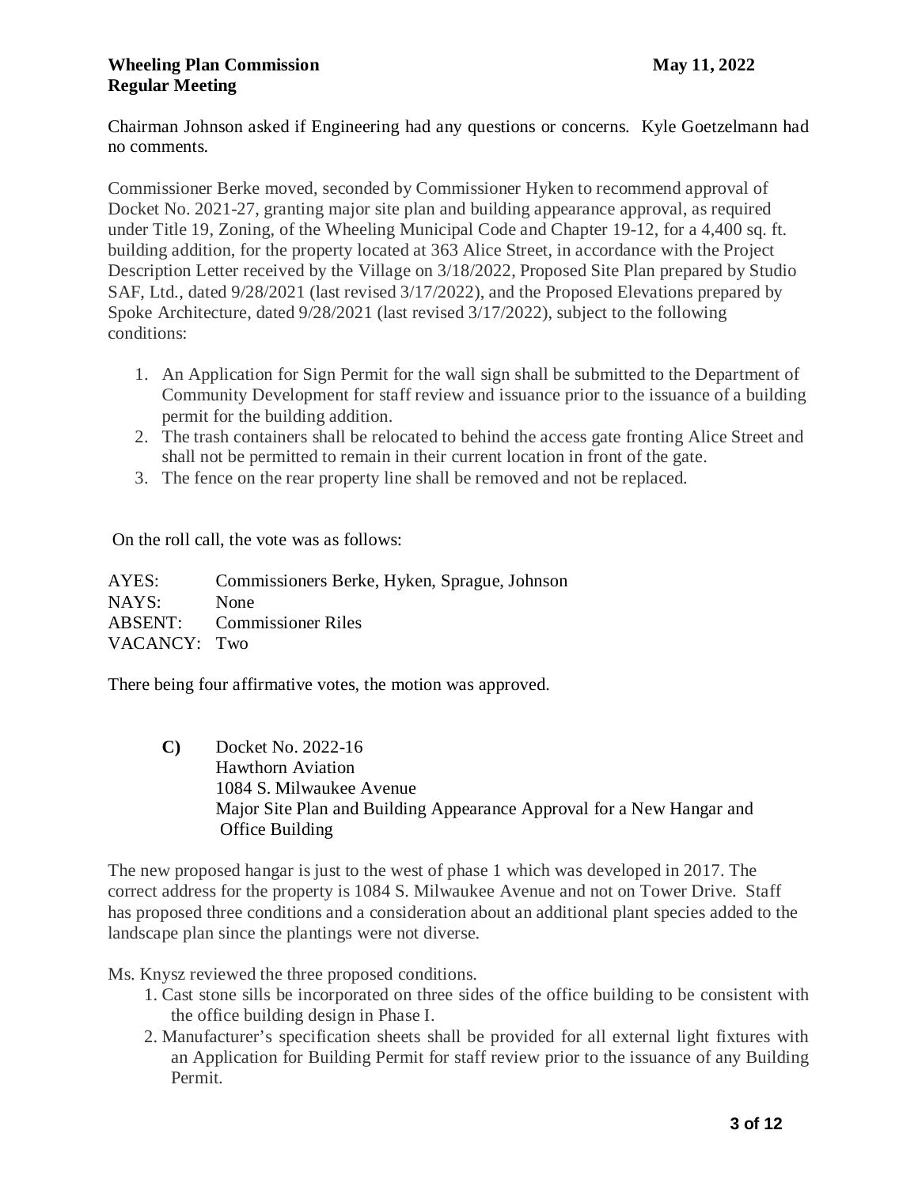Chairman Johnson asked if Engineering had any questions or concerns. Kyle Goetzelmann had no comments.

Commissioner Berke moved, seconded by Commissioner Hyken to recommend approval of Docket No. 2021-27, granting major site plan and building appearance approval, as required under Title 19, Zoning, of the Wheeling Municipal Code and Chapter 19-12, for a 4,400 sq. ft. building addition, for the property located at 363 Alice Street, in accordance with the Project Description Letter received by the Village on 3/18/2022, Proposed Site Plan prepared by Studio SAF, Ltd., dated 9/28/2021 (last revised 3/17/2022), and the Proposed Elevations prepared by Spoke Architecture, dated 9/28/2021 (last revised 3/17/2022), subject to the following conditions:

1. An Application for Sign Permit for the wall sign shall be submitted to the Department of Community Development for staff review and issuance prior to the issuance of a building permit for the building addition.
2. The trash containers shall be relocated to behind the access gate fronting Alice Street and shall not be permitted to remain in their current location in front of the gate.
3. The fence on the rear property line shall be removed and not be replaced.

On the roll call, the vote was as follows:

| | |
|---|---|
| AYES: | Commissioners Berke, Hyken, Sprague, Johnson |
| NAYS: | None |
| ABSENT: | Commissioner Riles |
| VACANCY: | Two |

There being four affirmative votes, the motion was approved.

**C)** Docket No. 2022-16
Hawthorn Aviation
1084 S. Milwaukee Avenue
Major Site Plan and Building Appearance Approval for a New Hangar and Office Building

The new proposed hangar is just to the west of phase 1 which was developed in 2017. The correct address for the property is 1084 S. Milwaukee Avenue and not on Tower Drive. Staff has proposed three conditions and a consideration about an additional plant species added to the landscape plan since the plantings were not diverse.

Ms. Knysz reviewed the three proposed conditions.

1. Cast stone sills be incorporated on three sides of the office building to be consistent with the office building design in Phase I.
2. Manufacturer's specification sheets shall be provided for all external light fixtures with an Application for Building Permit for staff review prior to the issuance of any Building Permit.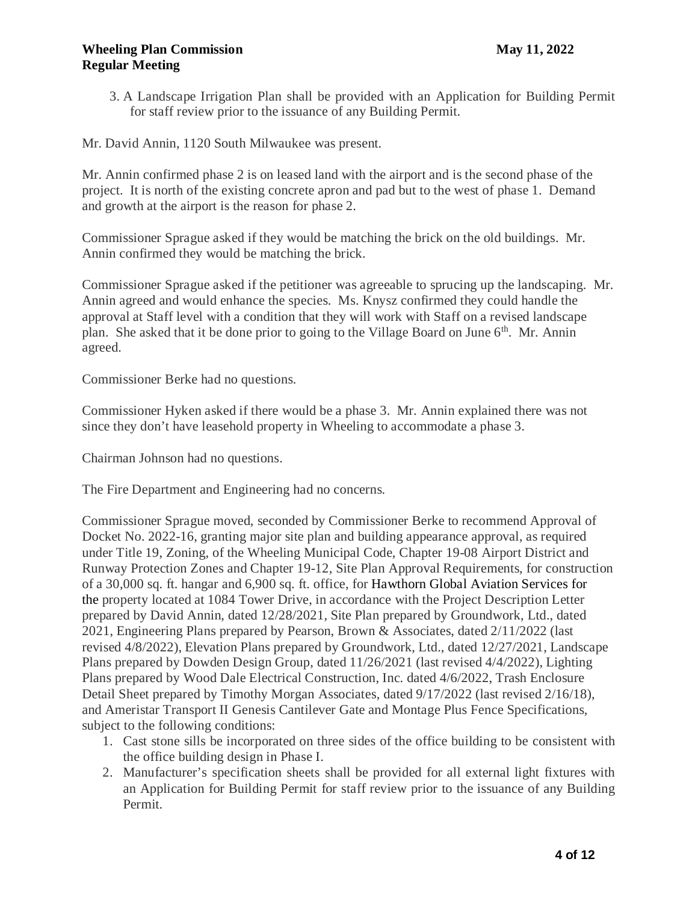3. A Landscape Irrigation Plan shall be provided with an Application for Building Permit for staff review prior to the issuance of any Building Permit.

Mr. David Annin, 1120 South Milwaukee was present.

Mr. Annin confirmed phase 2 is on leased land with the airport and is the second phase of the project. It is north of the existing concrete apron and pad but to the west of phase 1. Demand and growth at the airport is the reason for phase 2.

Commissioner Sprague asked if they would be matching the brick on the old buildings. Mr. Annin confirmed they would be matching the brick.

Commissioner Sprague asked if the petitioner was agreeable to sprucing up the landscaping. Mr. Annin agreed and would enhance the species. Ms. Knysz confirmed they could handle the approval at Staff level with a condition that they will work with Staff on a revised landscape plan. She asked that it be done prior to going to the Village Board on June 6th. Mr. Annin agreed.

Commissioner Berke had no questions.

Commissioner Hyken asked if there would be a phase 3. Mr. Annin explained there was not since they don't have leasehold property in Wheeling to accommodate a phase 3.

Chairman Johnson had no questions.

The Fire Department and Engineering had no concerns.

Commissioner Sprague moved, seconded by Commissioner Berke to recommend Approval of Docket No. 2022-16, granting major site plan and building appearance approval, as required under Title 19, Zoning, of the Wheeling Municipal Code, Chapter 19-08 Airport District and Runway Protection Zones and Chapter 19-12, Site Plan Approval Requirements, for construction of a 30,000 sq. ft. hangar and 6,900 sq. ft. office, for Hawthorn Global Aviation Services for the property located at 1084 Tower Drive, in accordance with the Project Description Letter prepared by David Annin, dated 12/28/2021, Site Plan prepared by Groundwork, Ltd., dated 2021, Engineering Plans prepared by Pearson, Brown & Associates, dated 2/11/2022 (last revised 4/8/2022), Elevation Plans prepared by Groundwork, Ltd., dated 12/27/2021, Landscape Plans prepared by Dowden Design Group, dated 11/26/2021 (last revised 4/4/2022), Lighting Plans prepared by Wood Dale Electrical Construction, Inc. dated 4/6/2022, Trash Enclosure Detail Sheet prepared by Timothy Morgan Associates, dated 9/17/2022 (last revised 2/16/18), and Ameristar Transport II Genesis Cantilever Gate and Montage Plus Fence Specifications, subject to the following conditions:

1. Cast stone sills be incorporated on three sides of the office building to be consistent with the office building design in Phase I.
2. Manufacturer's specification sheets shall be provided for all external light fixtures with an Application for Building Permit for staff review prior to the issuance of any Building Permit.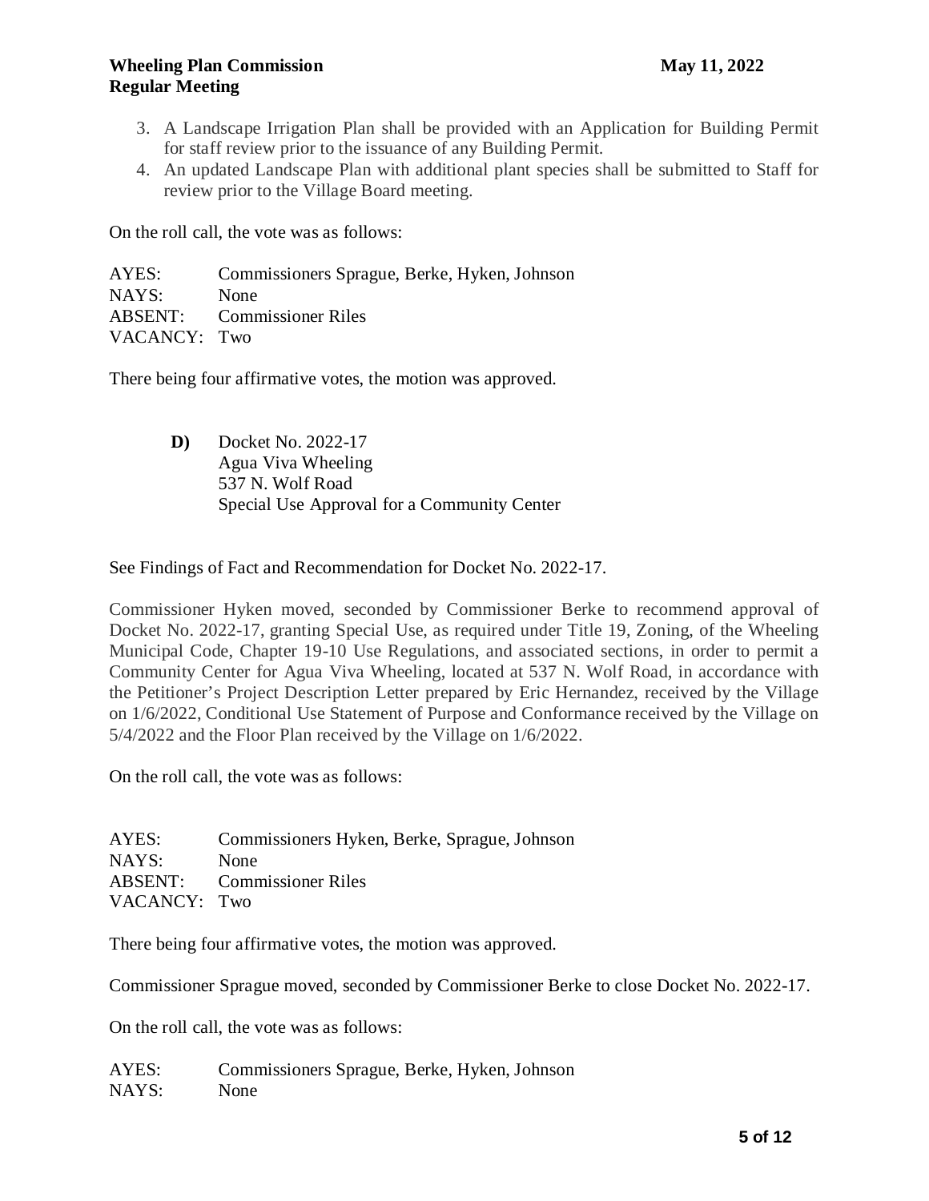3. A Landscape Irrigation Plan shall be provided with an Application for Building Permit for staff review prior to the issuance of any Building Permit.
4. An updated Landscape Plan with additional plant species shall be submitted to Staff for review prior to the Village Board meeting.

On the roll call, the vote was as follows:

AYES: Commissioners Sprague, Berke, Hyken, Johnson
NAYS: None
ABSENT: Commissioner Riles
VACANCY: Two

There being four affirmative votes, the motion was approved.

**D)** Docket No. 2022-17
Agua Viva Wheeling
537 N. Wolf Road
Special Use Approval for a Community Center

See Findings of Fact and Recommendation for Docket No. 2022-17.

Commissioner Hyken moved, seconded by Commissioner Berke to recommend approval of Docket No. 2022-17, granting Special Use, as required under Title 19, Zoning, of the Wheeling Municipal Code, Chapter 19-10 Use Regulations, and associated sections, in order to permit a Community Center for Agua Viva Wheeling, located at 537 N. Wolf Road, in accordance with the Petitioner's Project Description Letter prepared by Eric Hernandez, received by the Village on 1/6/2022, Conditional Use Statement of Purpose and Conformance received by the Village on 5/4/2022 and the Floor Plan received by the Village on 1/6/2022.

On the roll call, the vote was as follows:

AYES: Commissioners Hyken, Berke, Sprague, Johnson
NAYS: None
ABSENT: Commissioner Riles
VACANCY: Two

There being four affirmative votes, the motion was approved.

Commissioner Sprague moved, seconded by Commissioner Berke to close Docket No. 2022-17.

On the roll call, the vote was as follows:

AYES: Commissioners Sprague, Berke, Hyken, Johnson
NAYS: None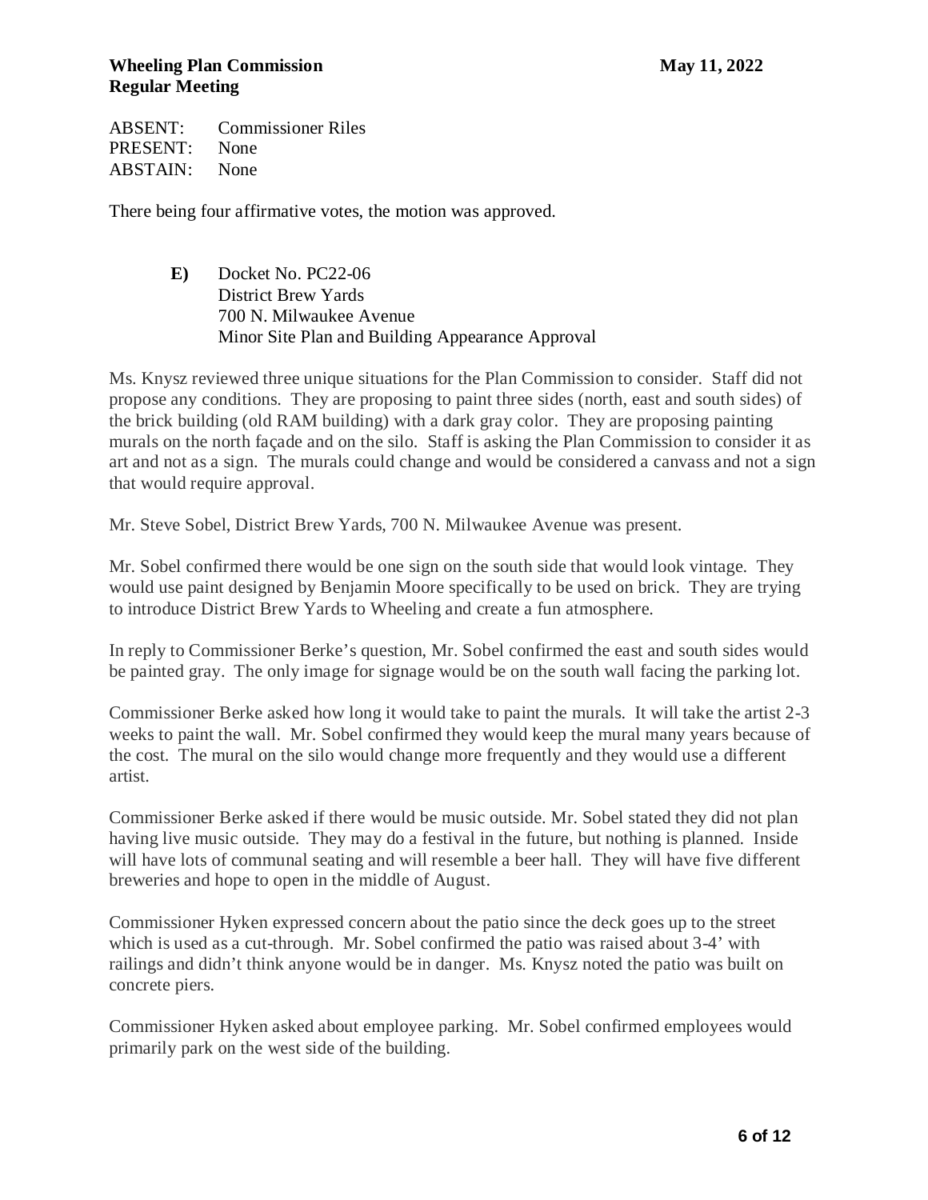ABSENT: Commissioner Riles
PRESENT: None
ABSTAIN: None

There being four affirmative votes, the motion was approved.

**E)** Docket No. PC22-06
District Brew Yards
700 N. Milwaukee Avenue
Minor Site Plan and Building Appearance Approval

Ms. Knysz reviewed three unique situations for the Plan Commission to consider. Staff did not propose any conditions. They are proposing to paint three sides (north, east and south sides) of the brick building (old RAM building) with a dark gray color. They are proposing painting murals on the north façade and on the silo. Staff is asking the Plan Commission to consider it as art and not as a sign. The murals could change and would be considered a canvass and not a sign that would require approval.

Mr. Steve Sobel, District Brew Yards, 700 N. Milwaukee Avenue was present.

Mr. Sobel confirmed there would be one sign on the south side that would look vintage. They would use paint designed by Benjamin Moore specifically to be used on brick. They are trying to introduce District Brew Yards to Wheeling and create a fun atmosphere.

In reply to Commissioner Berke's question, Mr. Sobel confirmed the east and south sides would be painted gray. The only image for signage would be on the south wall facing the parking lot.

Commissioner Berke asked how long it would take to paint the murals. It will take the artist 2-3 weeks to paint the wall. Mr. Sobel confirmed they would keep the mural many years because of the cost. The mural on the silo would change more frequently and they would use a different artist.

Commissioner Berke asked if there would be music outside. Mr. Sobel stated they did not plan having live music outside. They may do a festival in the future, but nothing is planned. Inside will have lots of communal seating and will resemble a beer hall. They will have five different breweries and hope to open in the middle of August.

Commissioner Hyken expressed concern about the patio since the deck goes up to the street which is used as a cut-through. Mr. Sobel confirmed the patio was raised about 3-4' with railings and didn't think anyone would be in danger. Ms. Knysz noted the patio was built on concrete piers.

Commissioner Hyken asked about employee parking. Mr. Sobel confirmed employees would primarily park on the west side of the building.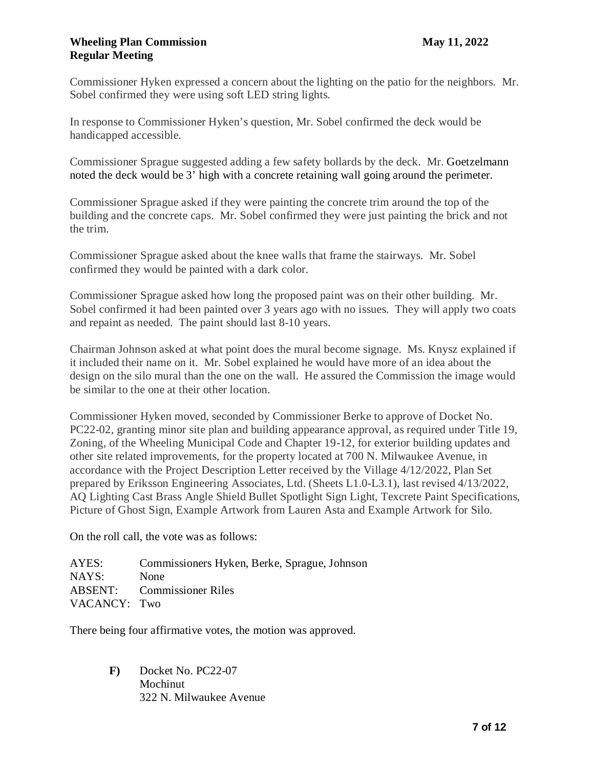Commissioner Hyken expressed a concern about the lighting on the patio for the neighbors. Mr. Sobel confirmed they were using soft LED string lights.

In response to Commissioner Hyken's question, Mr. Sobel confirmed the deck would be handicapped accessible.

Commissioner Sprague suggested adding a few safety bollards by the deck. Mr. Goetzelmann noted the deck would be 3' high with a concrete retaining wall going around the perimeter.

Commissioner Sprague asked if they were painting the concrete trim around the top of the building and the concrete caps. Mr. Sobel confirmed they were just painting the brick and not the trim.

Commissioner Sprague asked about the knee walls that frame the stairways. Mr. Sobel confirmed they would be painted with a dark color.

Commissioner Sprague asked how long the proposed paint was on their other building. Mr. Sobel confirmed it had been painted over 3 years ago with no issues. They will apply two coats and repaint as needed. The paint should last 8-10 years.

Chairman Johnson asked at what point does the mural become signage. Ms. Knysz explained if it included their name on it. Mr. Sobel explained he would have more of an idea about the design on the silo mural than the one on the wall. He assured the Commission the image would be similar to the one at their other location.

Commissioner Hyken moved, seconded by Commissioner Berke to approve of Docket No. PC22-02, granting minor site plan and building appearance approval, as required under Title 19, Zoning, of the Wheeling Municipal Code and Chapter 19-12, for exterior building updates and other site related improvements, for the property located at 700 N. Milwaukee Avenue, in accordance with the Project Description Letter received by the Village 4/12/2022, Plan Set prepared by Eriksson Engineering Associates, Ltd. (Sheets L1.0-L3.1), last revised 4/13/2022, AQ Lighting Cast Brass Angle Shield Bullet Spotlight Sign Light, Texcrete Paint Specifications, Picture of Ghost Sign, Example Artwork from Lauren Asta and Example Artwork for Silo.

On the roll call, the vote was as follows:

AYES: Commissioners Hyken, Berke, Sprague, Johnson
NAYS: None
ABSENT: Commissioner Riles
VACANCY: Two

There being four affirmative votes, the motion was approved.

**F)** Docket No. PC22-07
Mochinut
322 N. Milwaukee Avenue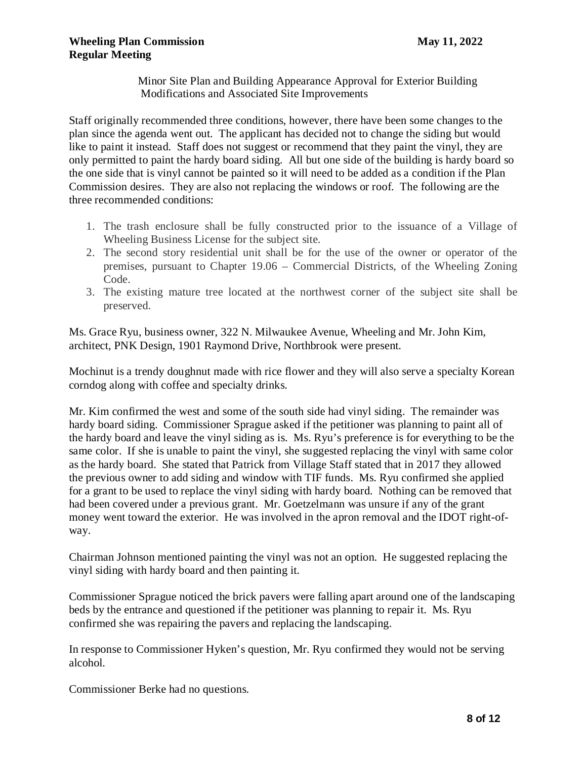Minor Site Plan and Building Appearance Approval for Exterior Building Modifications and Associated Site Improvements

Staff originally recommended three conditions, however, there have been some changes to the plan since the agenda went out. The applicant has decided not to change the siding but would like to paint it instead. Staff does not suggest or recommend that they paint the vinyl, they are only permitted to paint the hardy board siding. All but one side of the building is hardy board so the one side that is vinyl cannot be painted so it will need to be added as a condition if the Plan Commission desires. They are also not replacing the windows or roof. The following are the three recommended conditions:

1. The trash enclosure shall be fully constructed prior to the issuance of a Village of Wheeling Business License for the subject site.
2. The second story residential unit shall be for the use of the owner or operator of the premises, pursuant to Chapter 19.06 – Commercial Districts, of the Wheeling Zoning Code.
3. The existing mature tree located at the northwest corner of the subject site shall be preserved.

Ms. Grace Ryu, business owner, 322 N. Milwaukee Avenue, Wheeling and Mr. John Kim, architect, PNK Design, 1901 Raymond Drive, Northbrook were present.

Mochinut is a trendy doughnut made with rice flower and they will also serve a specialty Korean corndog along with coffee and specialty drinks.

Mr. Kim confirmed the west and some of the south side had vinyl siding. The remainder was hardy board siding. Commissioner Sprague asked if the petitioner was planning to paint all of the hardy board and leave the vinyl siding as is. Ms. Ryu's preference is for everything to be the same color. If she is unable to paint the vinyl, she suggested replacing the vinyl with same color as the hardy board. She stated that Patrick from Village Staff stated that in 2017 they allowed the previous owner to add siding and window with TIF funds. Ms. Ryu confirmed she applied for a grant to be used to replace the vinyl siding with hardy board. Nothing can be removed that had been covered under a previous grant. Mr. Goetzelmann was unsure if any of the grant money went toward the exterior. He was involved in the apron removal and the IDOT right-of-way.

Chairman Johnson mentioned painting the vinyl was not an option. He suggested replacing the vinyl siding with hardy board and then painting it.

Commissioner Sprague noticed the brick pavers were falling apart around one of the landscaping beds by the entrance and questioned if the petitioner was planning to repair it. Ms. Ryu confirmed she was repairing the pavers and replacing the landscaping.

In response to Commissioner Hyken's question, Mr. Ryu confirmed they would not be serving alcohol.

Commissioner Berke had no questions.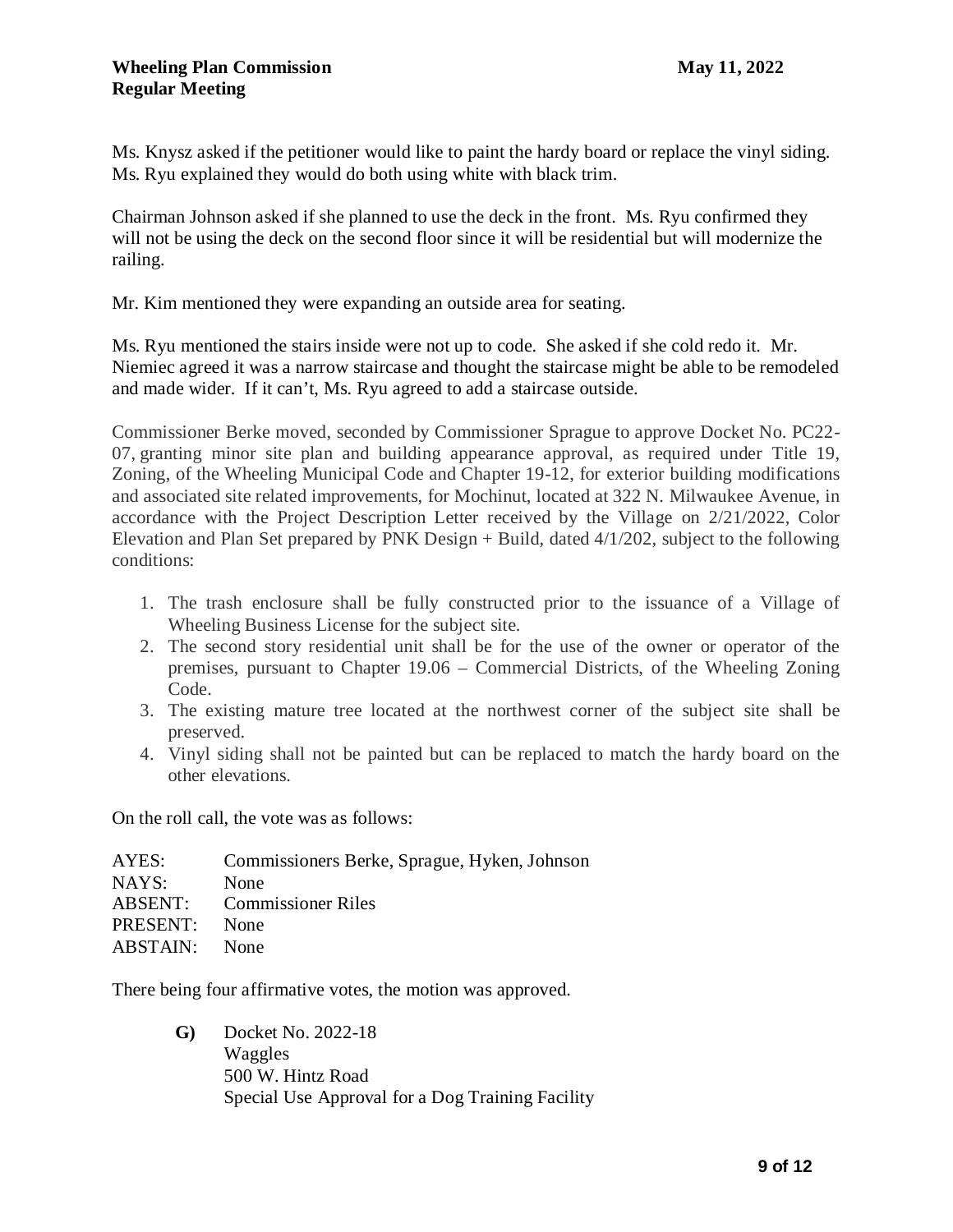Ms. Knysz asked if the petitioner would like to paint the hardy board or replace the vinyl siding. Ms. Ryu explained they would do both using white with black trim.

Chairman Johnson asked if she planned to use the deck in the front. Ms. Ryu confirmed they will not be using the deck on the second floor since it will be residential but will modernize the railing.

Mr. Kim mentioned they were expanding an outside area for seating.

Ms. Ryu mentioned the stairs inside were not up to code. She asked if she cold redo it. Mr. Niemiec agreed it was a narrow staircase and thought the staircase might be able to be remodeled and made wider. If it can't, Ms. Ryu agreed to add a staircase outside.

Commissioner Berke moved, seconded by Commissioner Sprague to approve Docket No. PC22-07, granting minor site plan and building appearance approval, as required under Title 19, Zoning, of the Wheeling Municipal Code and Chapter 19-12, for exterior building modifications and associated site related improvements, for Mochinut, located at 322 N. Milwaukee Avenue, in accordance with the Project Description Letter received by the Village on 2/21/2022, Color Elevation and Plan Set prepared by PNK Design + Build, dated 4/1/202, subject to the following conditions:

1. The trash enclosure shall be fully constructed prior to the issuance of a Village of Wheeling Business License for the subject site.
2. The second story residential unit shall be for the use of the owner or operator of the premises, pursuant to Chapter 19.06 – Commercial Districts, of the Wheeling Zoning Code.
3. The existing mature tree located at the northwest corner of the subject site shall be preserved.
4. Vinyl siding shall not be painted but can be replaced to match the hardy board on the other elevations.

On the roll call, the vote was as follows:

| | |
|---|---|
| AYES: | Commissioners Berke, Sprague, Hyken, Johnson |
| NAYS: | None |
| ABSENT: | Commissioner Riles |
| PRESENT: | None |
| ABSTAIN: | None |

There being four affirmative votes, the motion was approved.

**G)** Docket No. 2022-18
Waggles
500 W. Hintz Road
Special Use Approval for a Dog Training Facility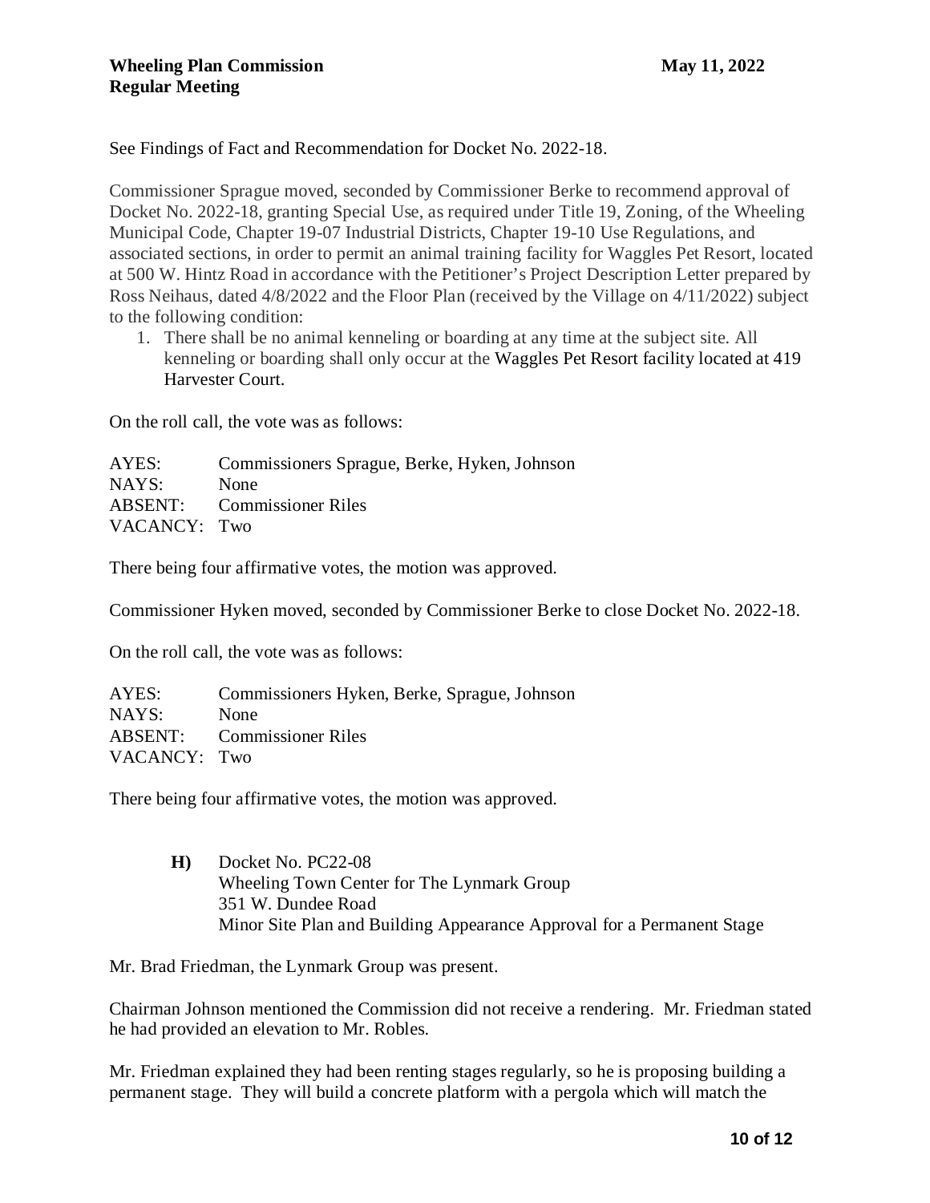See Findings of Fact and Recommendation for Docket No. 2022-18.

Commissioner Sprague moved, seconded by Commissioner Berke to recommend approval of Docket No. 2022-18, granting Special Use, as required under Title 19, Zoning, of the Wheeling Municipal Code, Chapter 19-07 Industrial Districts, Chapter 19-10 Use Regulations, and associated sections, in order to permit an animal training facility for Waggles Pet Resort, located at 500 W. Hintz Road in accordance with the Petitioner's Project Description Letter prepared by Ross Neihaus, dated 4/8/2022 and the Floor Plan (received by the Village on 4/11/2022) subject to the following condition:

1. There shall be no animal kenneling or boarding at any time at the subject site. All kenneling or boarding shall only occur at the Waggles Pet Resort facility located at 419 Harvester Court.

On the roll call, the vote was as follows:

AYES: Commissioners Sprague, Berke, Hyken, Johnson
NAYS: None
ABSENT: Commissioner Riles
VACANCY: Two

There being four affirmative votes, the motion was approved.

Commissioner Hyken moved, seconded by Commissioner Berke to close Docket No. 2022-18.

On the roll call, the vote was as follows:

AYES: Commissioners Hyken, Berke, Sprague, Johnson
NAYS: None
ABSENT: Commissioner Riles
VACANCY: Two

There being four affirmative votes, the motion was approved.

**H)** Docket No. PC22-08
Wheeling Town Center for The Lynmark Group
351 W. Dundee Road
Minor Site Plan and Building Appearance Approval for a Permanent Stage

Mr. Brad Friedman, the Lynmark Group was present.

Chairman Johnson mentioned the Commission did not receive a rendering. Mr. Friedman stated he had provided an elevation to Mr. Robles.

Mr. Friedman explained they had been renting stages regularly, so he is proposing building a permanent stage. They will build a concrete platform with a pergola which will match the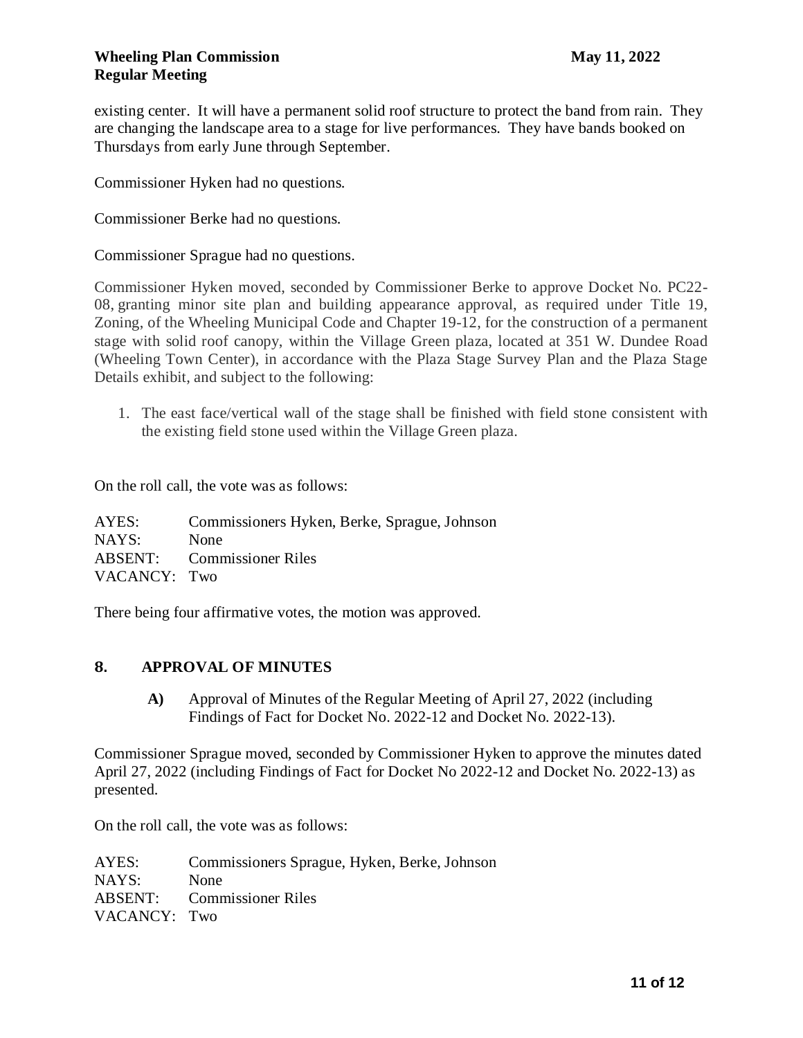existing center. It will have a permanent solid roof structure to protect the band from rain. They are changing the landscape area to a stage for live performances. They have bands booked on Thursdays from early June through September.

Commissioner Hyken had no questions.

Commissioner Berke had no questions.

Commissioner Sprague had no questions.

Commissioner Hyken moved, seconded by Commissioner Berke to approve Docket No. PC22-08, granting minor site plan and building appearance approval, as required under Title 19, Zoning, of the Wheeling Municipal Code and Chapter 19-12, for the construction of a permanent stage with solid roof canopy, within the Village Green plaza, located at 351 W. Dundee Road (Wheeling Town Center), in accordance with the Plaza Stage Survey Plan and the Plaza Stage Details exhibit, and subject to the following:

1. The east face/vertical wall of the stage shall be finished with field stone consistent with the existing field stone used within the Village Green plaza.

On the roll call, the vote was as follows:

AYES: Commissioners Hyken, Berke, Sprague, Johnson
NAYS: None
ABSENT: Commissioner Riles
VACANCY: Two

There being four affirmative votes, the motion was approved.

## 8. APPROVAL OF MINUTES

**A)** Approval of Minutes of the Regular Meeting of April 27, 2022 (including Findings of Fact for Docket No. 2022-12 and Docket No. 2022-13).

Commissioner Sprague moved, seconded by Commissioner Hyken to approve the minutes dated April 27, 2022 (including Findings of Fact for Docket No 2022-12 and Docket No. 2022-13) as presented.

On the roll call, the vote was as follows:

AYES: Commissioners Sprague, Hyken, Berke, Johnson
NAYS: None
ABSENT: Commissioner Riles
VACANCY: Two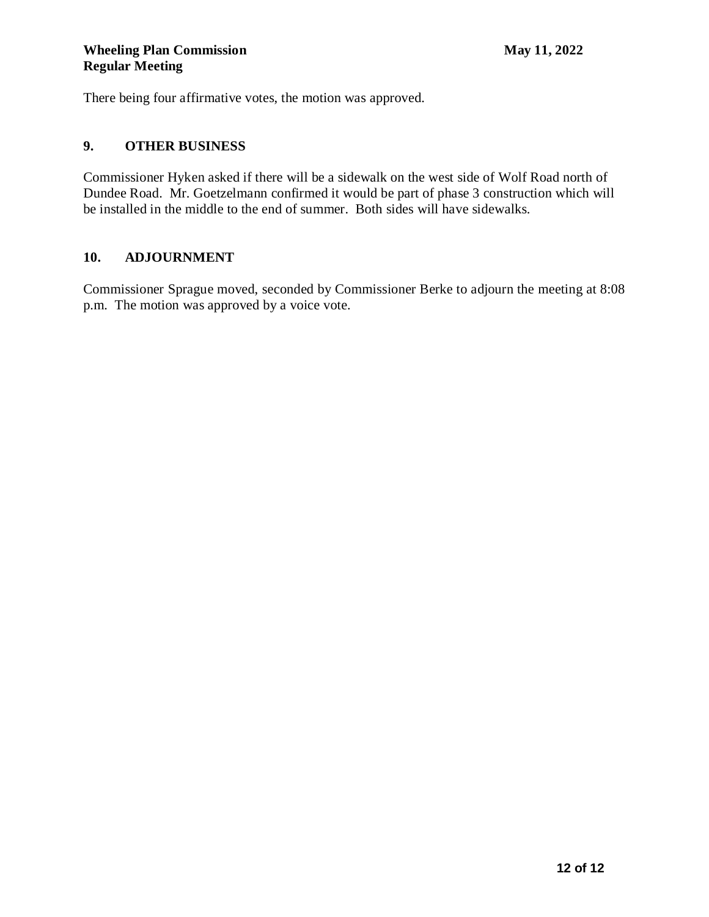There being four affirmative votes, the motion was approved.

## 9. OTHER BUSINESS

Commissioner Hyken asked if there will be a sidewalk on the west side of Wolf Road north of Dundee Road. Mr. Goetzelmann confirmed it would be part of phase 3 construction which will be installed in the middle to the end of summer. Both sides will have sidewalks.

## 10. ADJOURNMENT

Commissioner Sprague moved, seconded by Commissioner Berke to adjourn the meeting at 8:08 p.m. The motion was approved by a voice vote.